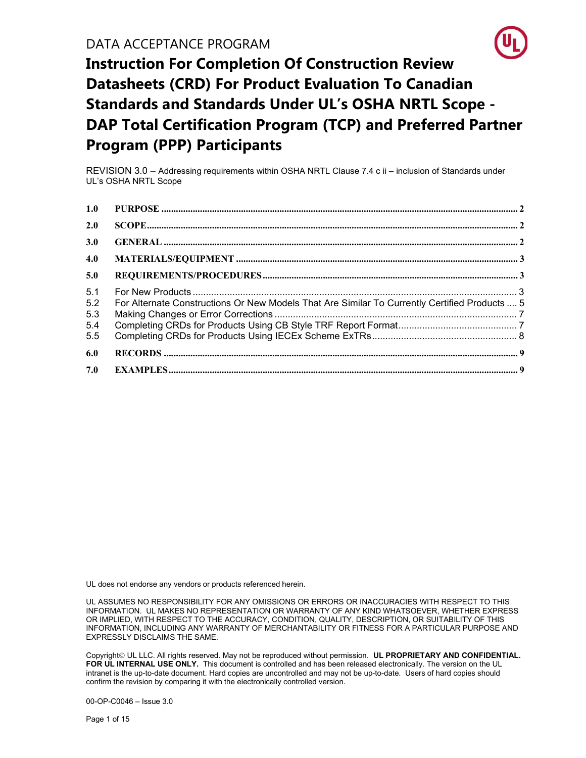DATA ACCEPTANCE PROGRAM

# Instruction For Completion Of Construction Review Datasheets (CRD) For Product Evaluation To Canadian Standards and Standards Under UL's OSHA NRTL Scope - DAP Total Certification Program (TCP) and Preferred Partner Program (PPP) Participants

REVISION 3.0 – Addressing requirements within OSHA NRTL Clause 7.4 c ii – inclusion of Standards under UL's OSHA NRTL Scope

| | | |
|---|---|---|
| **1.0** | **PURPOSE** | **2** |
| **2.0** | **SCOPE** | **2** |
| **3.0** | **GENERAL** | **2** |
| **4.0** | **MATERIALS/EQUIPMENT** | **3** |
| **5.0** | **REQUIREMENTS/PROCEDURES** | **3** |
| 5.1 | For New Products | 3 |
| 5.2 | For Alternate Constructions Or New Models That Are Similar To Currently Certified Products | 5 |
| 5.3 | Making Changes or Error Corrections | 7 |
| 5.4 | Completing CRDs for Products Using CB Style TRF Report Format | 7 |
| 5.5 | Completing CRDs for Products Using IECEx Scheme ExTRs | 8 |
| **6.0** | **RECORDS** | **9** |
| **7.0** | **EXAMPLES** | **9** |

UL does not endorse any vendors or products referenced herein.

UL ASSUMES NO RESPONSIBILITY FOR ANY OMISSIONS OR ERRORS OR INACCURACIES WITH RESPECT TO THIS INFORMATION. UL MAKES NO REPRESENTATION OR WARRANTY OF ANY KIND WHATSOEVER, WHETHER EXPRESS OR IMPLIED, WITH RESPECT TO THE ACCURACY, CONDITION, QUALITY, DESCRIPTION, OR SUITABILITY OF THIS INFORMATION, INCLUDING ANY WARRANTY OF MERCHANTABILITY OR FITNESS FOR A PARTICULAR PURPOSE AND EXPRESSLY DISCLAIMS THE SAME.

Copyright© UL LLC. All rights reserved. May not be reproduced without permission. **UL PROPRIETARY AND CONFIDENTIAL. FOR UL INTERNAL USE ONLY.** This document is controlled and has been released electronically. The version on the UL intranet is the up-to-date document. Hard copies are uncontrolled and may not be up-to-date. Users of hard copies should confirm the revision by comparing it with the electronically controlled version.

00-OP-C0046 – Issue 3.0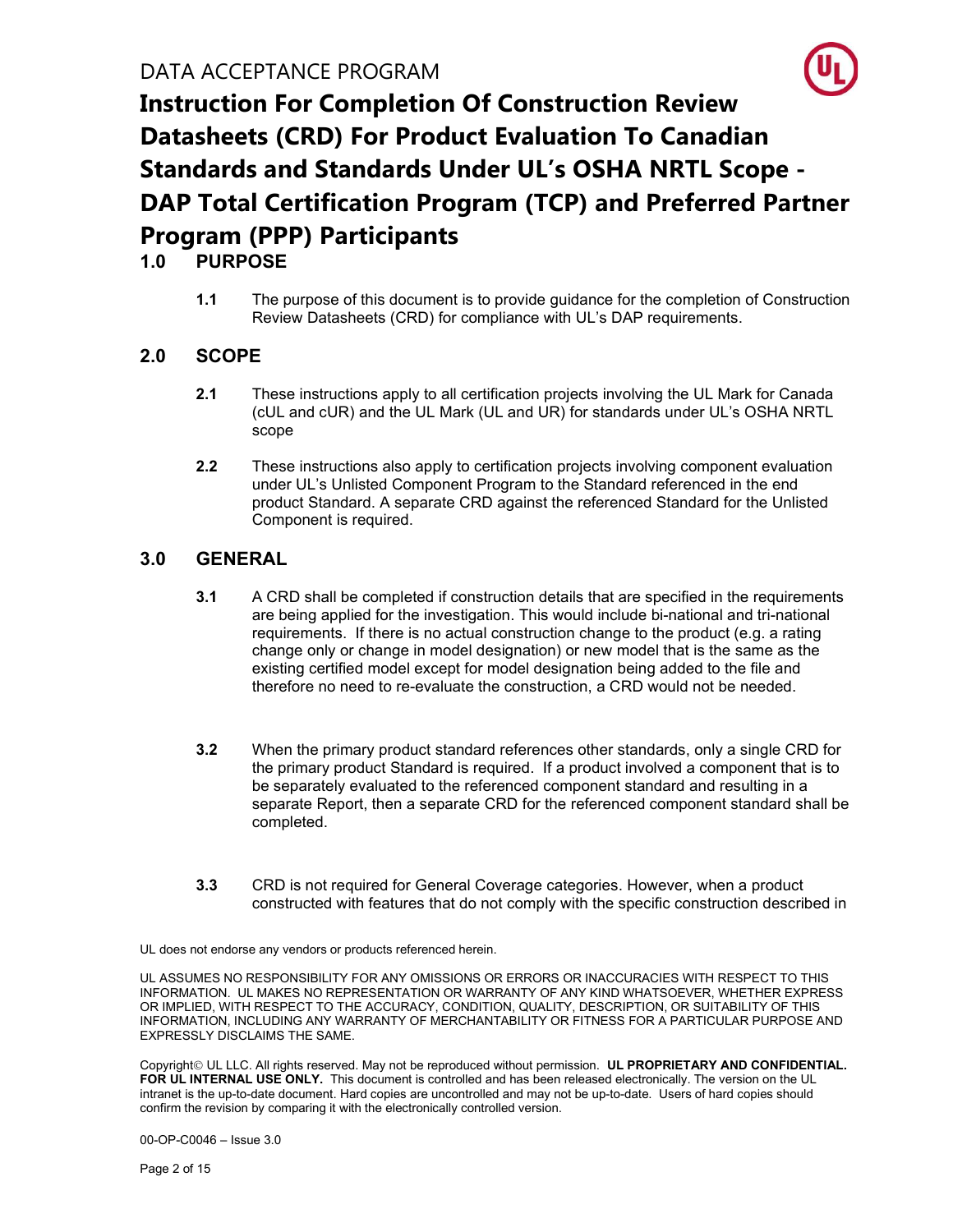DATA ACCEPTANCE PROGRAM

# Instruction For Completion Of Construction Review Datasheets (CRD) For Product Evaluation To Canadian Standards and Standards Under UL's OSHA NRTL Scope - DAP Total Certification Program (TCP) and Preferred Partner Program (PPP) Participants

## 1.0 PURPOSE

**1.1** The purpose of this document is to provide guidance for the completion of Construction Review Datasheets (CRD) for compliance with UL's DAP requirements.

## 2.0 SCOPE

**2.1** These instructions apply to all certification projects involving the UL Mark for Canada (cUL and cUR) and the UL Mark (UL and UR) for standards under UL's OSHA NRTL scope

**2.2** These instructions also apply to certification projects involving component evaluation under UL's Unlisted Component Program to the Standard referenced in the end product Standard. A separate CRD against the referenced Standard for the Unlisted Component is required.

## 3.0 GENERAL

**3.1** A CRD shall be completed if construction details that are specified in the requirements are being applied for the investigation. This would include bi-national and tri-national requirements. If there is no actual construction change to the product (e.g. a rating change only or change in model designation) or new model that is the same as the existing certified model except for model designation being added to the file and therefore no need to re-evaluate the construction, a CRD would not be needed.

**3.2** When the primary product standard references other standards, only a single CRD for the primary product Standard is required. If a product involved a component that is to be separately evaluated to the referenced component standard and resulting in a separate Report, then a separate CRD for the referenced component standard shall be completed.

**3.3** CRD is not required for General Coverage categories. However, when a product constructed with features that do not comply with the specific construction described in

UL does not endorse any vendors or products referenced herein.

UL ASSUMES NO RESPONSIBILITY FOR ANY OMISSIONS OR ERRORS OR INACCURACIES WITH RESPECT TO THIS INFORMATION. UL MAKES NO REPRESENTATION OR WARRANTY OF ANY KIND WHATSOEVER, WHETHER EXPRESS OR IMPLIED, WITH RESPECT TO THE ACCURACY, CONDITION, QUALITY, DESCRIPTION, OR SUITABILITY OF THIS INFORMATION, INCLUDING ANY WARRANTY OF MERCHANTABILITY OR FITNESS FOR A PARTICULAR PURPOSE AND EXPRESSLY DISCLAIMS THE SAME.

Copyright© UL LLC. All rights reserved. May not be reproduced without permission. **UL PROPRIETARY AND CONFIDENTIAL. FOR UL INTERNAL USE ONLY.** This document is controlled and has been released electronically. The version on the UL intranet is the up-to-date document. Hard copies are uncontrolled and may not be up-to-date. Users of hard copies should confirm the revision by comparing it with the electronically controlled version.

00-OP-C0046 – Issue 3.0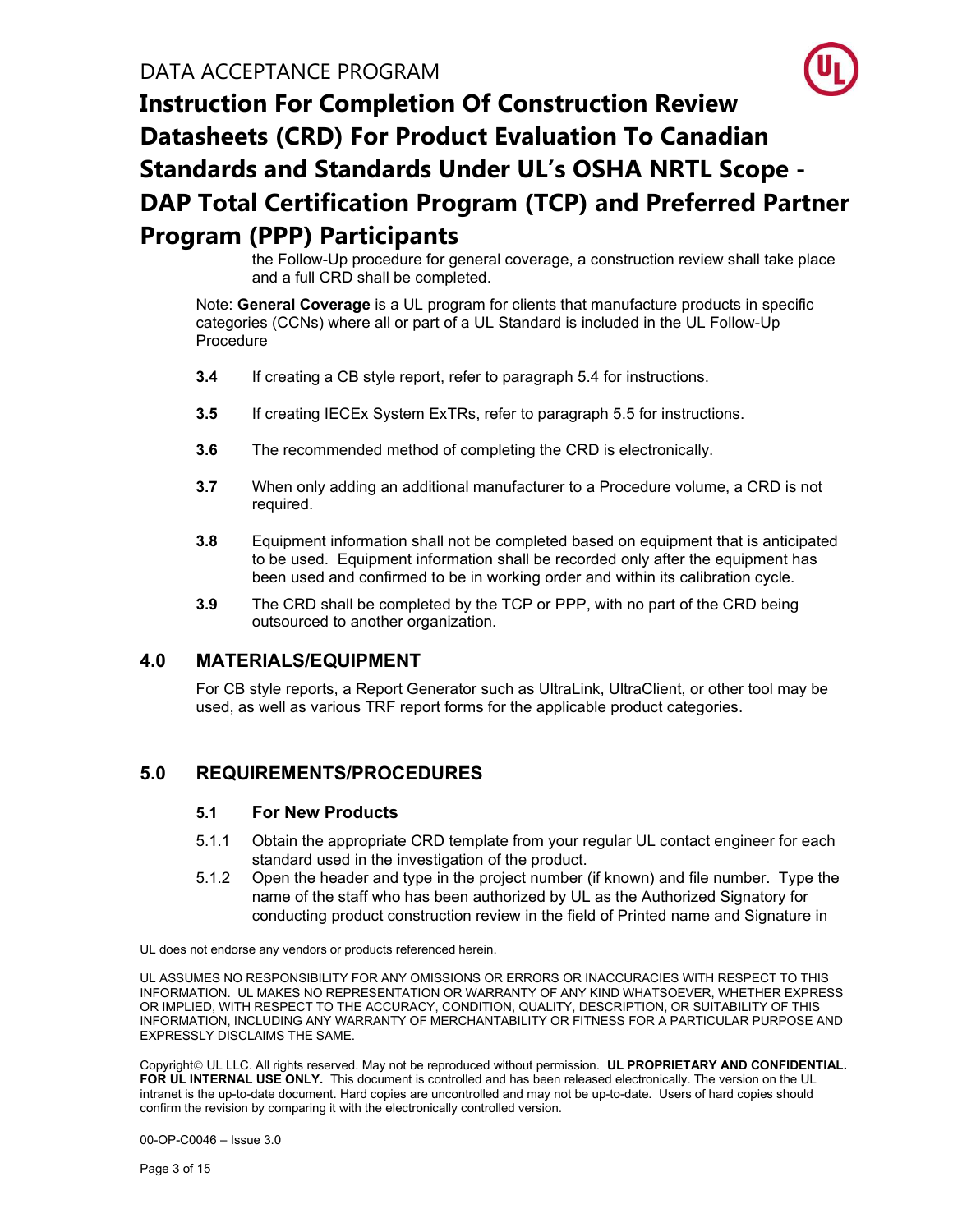the Follow-Up procedure for general coverage, a construction review shall take place and a full CRD shall be completed.

Note: **General Coverage** is a UL program for clients that manufacture products in specific categories (CCNs) where all or part of a UL Standard is included in the UL Follow-Up Procedure

**3.4** If creating a CB style report, refer to paragraph 5.4 for instructions.

**3.5** If creating IECEx System ExTRs, refer to paragraph 5.5 for instructions.

**3.6** The recommended method of completing the CRD is electronically.

**3.7** When only adding an additional manufacturer to a Procedure volume, a CRD is not required.

**3.8** Equipment information shall not be completed based on equipment that is anticipated to be used. Equipment information shall be recorded only after the equipment has been used and confirmed to be in working order and within its calibration cycle.

**3.9** The CRD shall be completed by the TCP or PPP, with no part of the CRD being outsourced to another organization.

## 4.0 MATERIALS/EQUIPMENT

For CB style reports, a Report Generator such as UltraLink, UltraClient, or other tool may be used, as well as various TRF report forms for the applicable product categories.

## 5.0 REQUIREMENTS/PROCEDURES

### 5.1 For New Products

5.1.1 Obtain the appropriate CRD template from your regular UL contact engineer for each standard used in the investigation of the product.

5.1.2 Open the header and type in the project number (if known) and file number. Type the name of the staff who has been authorized by UL as the Authorized Signatory for conducting product construction review in the field of Printed name and Signature in

UL does not endorse any vendors or products referenced herein.

UL ASSUMES NO RESPONSIBILITY FOR ANY OMISSIONS OR ERRORS OR INACCURACIES WITH RESPECT TO THIS INFORMATION. UL MAKES NO REPRESENTATION OR WARRANTY OF ANY KIND WHATSOEVER, WHETHER EXPRESS OR IMPLIED, WITH RESPECT TO THE ACCURACY, CONDITION, QUALITY, DESCRIPTION, OR SUITABILITY OF THIS INFORMATION, INCLUDING ANY WARRANTY OF MERCHANTABILITY OR FITNESS FOR A PARTICULAR PURPOSE AND EXPRESSLY DISCLAIMS THE SAME.

Copyright© UL LLC. All rights reserved. May not be reproduced without permission. **UL PROPRIETARY AND CONFIDENTIAL. FOR UL INTERNAL USE ONLY.** This document is controlled and has been released electronically. The version on the UL intranet is the up-to-date document. Hard copies are uncontrolled and may not be up-to-date. Users of hard copies should confirm the revision by comparing it with the electronically controlled version.

00-OP-C0046 – Issue 3.0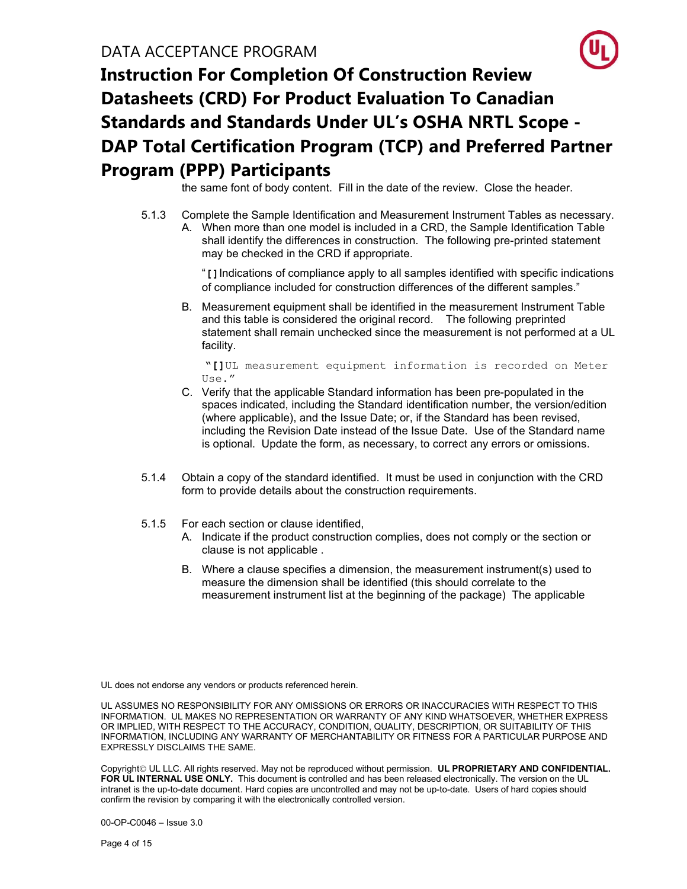the same font of body content. Fill in the date of the review. Close the header.

5.1.3 Complete the Sample Identification and Measurement Instrument Tables as necessary.

A. When more than one model is included in a CRD, the Sample Identification Table shall identify the differences in construction. The following pre-printed statement may be checked in the CRD if appropriate.

"[] Indications of compliance apply to all samples identified with specific indications of compliance included for construction differences of the different samples."

B. Measurement equipment shall be identified in the measurement Instrument Table and this table is considered the original record. The following preprinted statement shall remain unchecked since the measurement is not performed at a UL facility.

"[] UL measurement equipment information is recorded on Meter Use."

C. Verify that the applicable Standard information has been pre-populated in the spaces indicated, including the Standard identification number, the version/edition (where applicable), and the Issue Date; or, if the Standard has been revised, including the Revision Date instead of the Issue Date. Use of the Standard name is optional. Update the form, as necessary, to correct any errors or omissions.

5.1.4 Obtain a copy of the standard identified. It must be used in conjunction with the CRD form to provide details about the construction requirements.

5.1.5 For each section or clause identified,

A. Indicate if the product construction complies, does not comply or the section or clause is not applicable .

B. Where a clause specifies a dimension, the measurement instrument(s) used to measure the dimension shall be identified (this should correlate to the measurement instrument list at the beginning of the package) The applicable

UL does not endorse any vendors or products referenced herein.

UL ASSUMES NO RESPONSIBILITY FOR ANY OMISSIONS OR ERRORS OR INACCURACIES WITH RESPECT TO THIS INFORMATION. UL MAKES NO REPRESENTATION OR WARRANTY OF ANY KIND WHATSOEVER, WHETHER EXPRESS OR IMPLIED, WITH RESPECT TO THE ACCURACY, CONDITION, QUALITY, DESCRIPTION, OR SUITABILITY OF THIS INFORMATION, INCLUDING ANY WARRANTY OF MERCHANTABILITY OR FITNESS FOR A PARTICULAR PURPOSE AND EXPRESSLY DISCLAIMS THE SAME.

Copyright© UL LLC. All rights reserved. May not be reproduced without permission. **UL PROPRIETARY AND CONFIDENTIAL. FOR UL INTERNAL USE ONLY.** This document is controlled and has been released electronically. The version on the UL intranet is the up-to-date document. Hard copies are uncontrolled and may not be up-to-date. Users of hard copies should confirm the revision by comparing it with the electronically controlled version.

00-OP-C0046 – Issue 3.0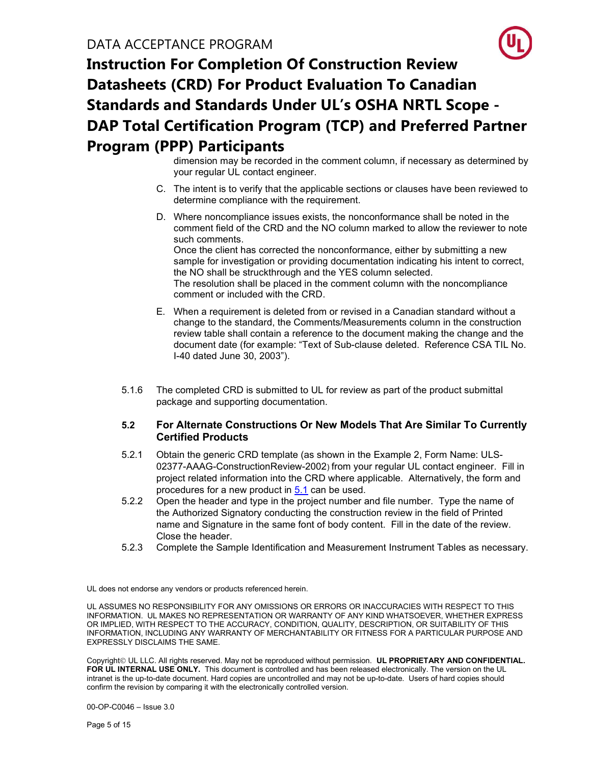dimension may be recorded in the comment column, if necessary as determined by your regular UL contact engineer.

C. The intent is to verify that the applicable sections or clauses have been reviewed to determine compliance with the requirement.

D. Where noncompliance issues exists, the nonconformance shall be noted in the comment field of the CRD and the NO column marked to allow the reviewer to note such comments.
Once the client has corrected the nonconformance, either by submitting a new sample for investigation or providing documentation indicating his intent to correct, the NO shall be struckthrough and the YES column selected.
The resolution shall be placed in the comment column with the noncompliance comment or included with the CRD.

E. When a requirement is deleted from or revised in a Canadian standard without a change to the standard, the Comments/Measurements column in the construction review table shall contain a reference to the document making the change and the document date (for example: "Text of Sub-clause deleted. Reference CSA TIL No. I-40 dated June 30, 2003").

5.1.6 The completed CRD is submitted to UL for review as part of the product submittal package and supporting documentation.

### 5.2 For Alternate Constructions Or New Models That Are Similar To Currently Certified Products

5.2.1 Obtain the generic CRD template (as shown in the Example 2, Form Name: ULS-02377-AAAG-ConstructionReview-2002) from your regular UL contact engineer. Fill in project related information into the CRD where applicable. Alternatively, the form and procedures for a new product in 5.1 can be used.

5.2.2 Open the header and type in the project number and file number. Type the name of the Authorized Signatory conducting the construction review in the field of Printed name and Signature in the same font of body content. Fill in the date of the review. Close the header.

5.2.3 Complete the Sample Identification and Measurement Instrument Tables as necessary.

UL does not endorse any vendors or products referenced herein.

UL ASSUMES NO RESPONSIBILITY FOR ANY OMISSIONS OR ERRORS OR INACCURACIES WITH RESPECT TO THIS INFORMATION. UL MAKES NO REPRESENTATION OR WARRANTY OF ANY KIND WHATSOEVER, WHETHER EXPRESS OR IMPLIED, WITH RESPECT TO THE ACCURACY, CONDITION, QUALITY, DESCRIPTION, OR SUITABILITY OF THIS INFORMATION, INCLUDING ANY WARRANTY OF MERCHANTABILITY OR FITNESS FOR A PARTICULAR PURPOSE AND EXPRESSLY DISCLAIMS THE SAME.

Copyright© UL LLC. All rights reserved. May not be reproduced without permission. **UL PROPRIETARY AND CONFIDENTIAL. FOR UL INTERNAL USE ONLY.** This document is controlled and has been released electronically. The version on the UL intranet is the up-to-date document. Hard copies are uncontrolled and may not be up-to-date. Users of hard copies should confirm the revision by comparing it with the electronically controlled version.

00-OP-C0046 – Issue 3.0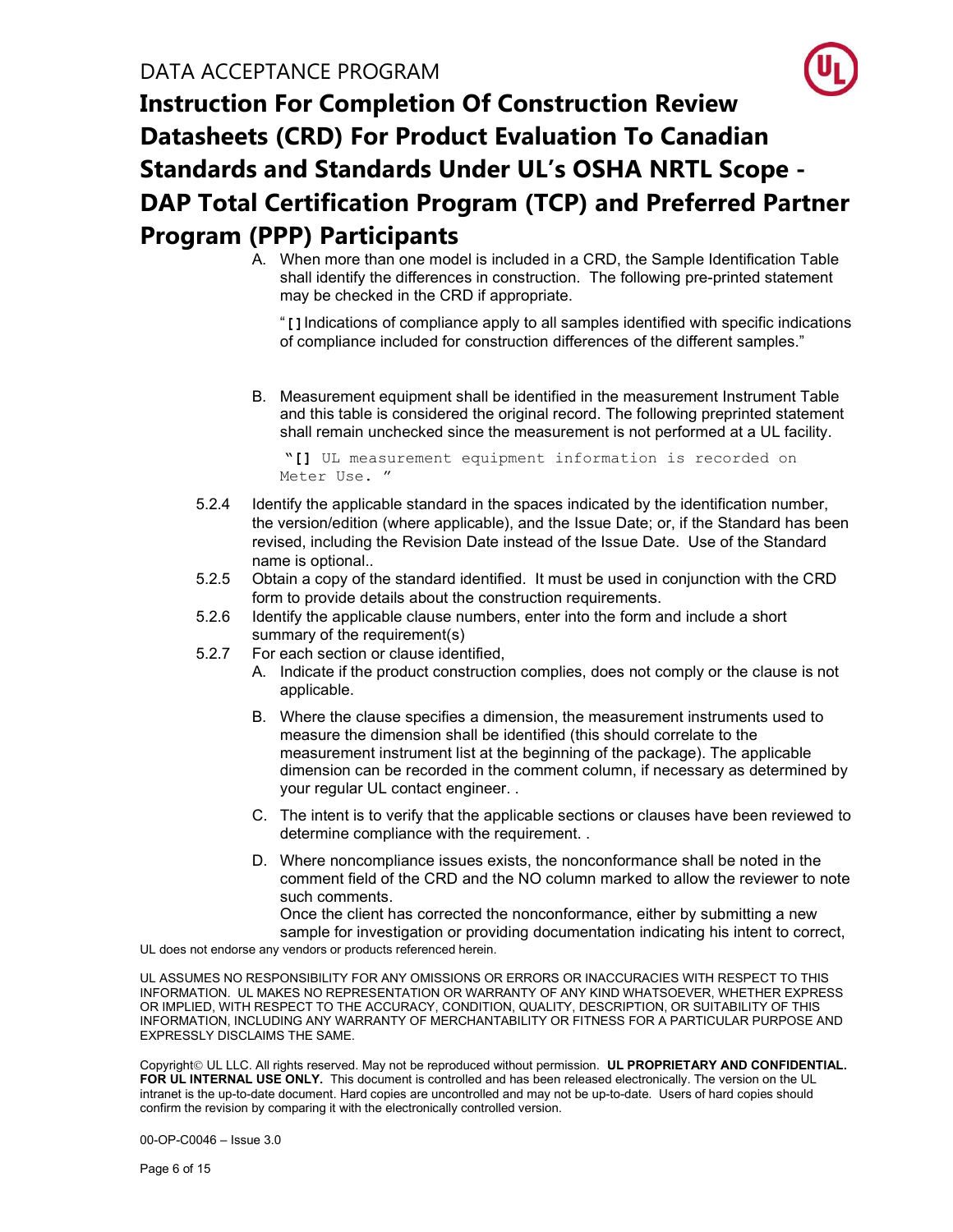A. When more than one model is included in a CRD, the Sample Identification Table shall identify the differences in construction. The following pre-printed statement may be checked in the CRD if appropriate.

"[] Indications of compliance apply to all samples identified with specific indications of compliance included for construction differences of the different samples."

B. Measurement equipment shall be identified in the measurement Instrument Table and this table is considered the original record. The following preprinted statement shall remain unchecked since the measurement is not performed at a UL facility.

```
"[] UL measurement equipment information is recorded on
Meter Use. "
```

5.2.4 Identify the applicable standard in the spaces indicated by the identification number, the version/edition (where applicable), and the Issue Date; or, if the Standard has been revised, including the Revision Date instead of the Issue Date. Use of the Standard name is optional..

5.2.5 Obtain a copy of the standard identified. It must be used in conjunction with the CRD form to provide details about the construction requirements.

5.2.6 Identify the applicable clause numbers, enter into the form and include a short summary of the requirement(s)

5.2.7 For each section or clause identified,

A. Indicate if the product construction complies, does not comply or the clause is not applicable.

B. Where the clause specifies a dimension, the measurement instruments used to measure the dimension shall be identified (this should correlate to the measurement instrument list at the beginning of the package). The applicable dimension can be recorded in the comment column, if necessary as determined by your regular UL contact engineer. .

C. The intent is to verify that the applicable sections or clauses have been reviewed to determine compliance with the requirement. .

D. Where noncompliance issues exists, the nonconformance shall be noted in the comment field of the CRD and the NO column marked to allow the reviewer to note such comments.
Once the client has corrected the nonconformance, either by submitting a new sample for investigation or providing documentation indicating his intent to correct,

UL does not endorse any vendors or products referenced herein.

UL ASSUMES NO RESPONSIBILITY FOR ANY OMISSIONS OR ERRORS OR INACCURACIES WITH RESPECT TO THIS INFORMATION. UL MAKES NO REPRESENTATION OR WARRANTY OF ANY KIND WHATSOEVER, WHETHER EXPRESS OR IMPLIED, WITH RESPECT TO THE ACCURACY, CONDITION, QUALITY, DESCRIPTION, OR SUITABILITY OF THIS INFORMATION, INCLUDING ANY WARRANTY OF MERCHANTABILITY OR FITNESS FOR A PARTICULAR PURPOSE AND EXPRESSLY DISCLAIMS THE SAME.

Copyright© UL LLC. All rights reserved. May not be reproduced without permission. **UL PROPRIETARY AND CONFIDENTIAL. FOR UL INTERNAL USE ONLY.** This document is controlled and has been released electronically. The version on the UL intranet is the up-to-date document. Hard copies are uncontrolled and may not be up-to-date. Users of hard copies should confirm the revision by comparing it with the electronically controlled version.

00-OP-C0046 – Issue 3.0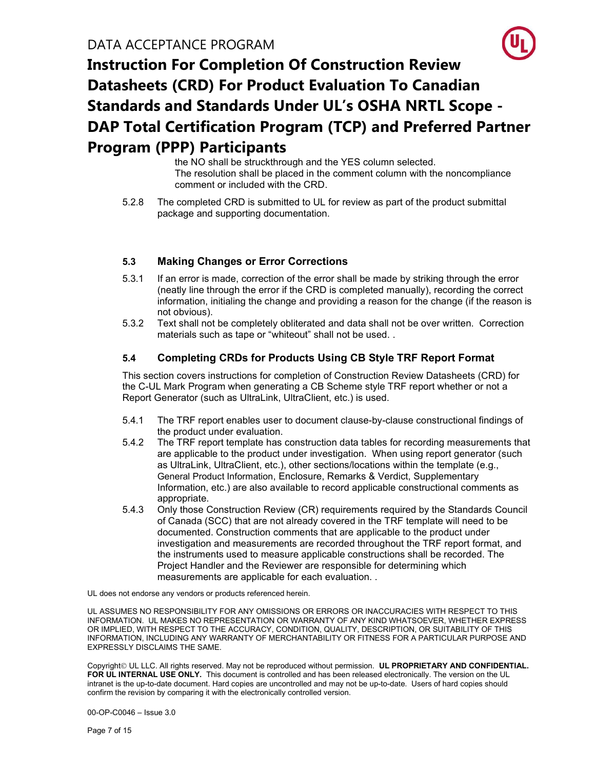the NO shall be struckthrough and the YES column selected.
The resolution shall be placed in the comment column with the noncompliance comment or included with the CRD.

5.2.8 The completed CRD is submitted to UL for review as part of the product submittal package and supporting documentation.

### 5.3 Making Changes or Error Corrections

5.3.1 If an error is made, correction of the error shall be made by striking through the error (neatly line through the error if the CRD is completed manually), recording the correct information, initialing the change and providing a reason for the change (if the reason is not obvious).

5.3.2 Text shall not be completely obliterated and data shall not be over written. Correction materials such as tape or “whiteout” shall not be used. .

### 5.4 Completing CRDs for Products Using CB Style TRF Report Format

This section covers instructions for completion of Construction Review Datasheets (CRD) for the C-UL Mark Program when generating a CB Scheme style TRF report whether or not a Report Generator (such as UltraLink, UltraClient, etc.) is used.

5.4.1 The TRF report enables user to document clause-by-clause constructional findings of the product under evaluation.

5.4.2 The TRF report template has construction data tables for recording measurements that are applicable to the product under investigation. When using report generator (such as UltraLink, UltraClient, etc.), other sections/locations within the template (e.g., General Product Information, Enclosure, Remarks & Verdict, Supplementary Information, etc.) are also available to record applicable constructional comments as appropriate.

5.4.3 Only those Construction Review (CR) requirements required by the Standards Council of Canada (SCC) that are not already covered in the TRF template will need to be documented. Construction comments that are applicable to the product under investigation and measurements are recorded throughout the TRF report format, and the instruments used to measure applicable constructions shall be recorded. The Project Handler and the Reviewer are responsible for determining which measurements are applicable for each evaluation. .

UL does not endorse any vendors or products referenced herein.

UL ASSUMES NO RESPONSIBILITY FOR ANY OMISSIONS OR ERRORS OR INACCURACIES WITH RESPECT TO THIS INFORMATION. UL MAKES NO REPRESENTATION OR WARRANTY OF ANY KIND WHATSOEVER, WHETHER EXPRESS OR IMPLIED, WITH RESPECT TO THE ACCURACY, CONDITION, QUALITY, DESCRIPTION, OR SUITABILITY OF THIS INFORMATION, INCLUDING ANY WARRANTY OF MERCHANTABILITY OR FITNESS FOR A PARTICULAR PURPOSE AND EXPRESSLY DISCLAIMS THE SAME.

Copyright© UL LLC. All rights reserved. May not be reproduced without permission. **UL PROPRIETARY AND CONFIDENTIAL. FOR UL INTERNAL USE ONLY.** This document is controlled and has been released electronically. The version on the UL intranet is the up-to-date document. Hard copies are uncontrolled and may not be up-to-date. Users of hard copies should confirm the revision by comparing it with the electronically controlled version.

00-OP-C0046 – Issue 3.0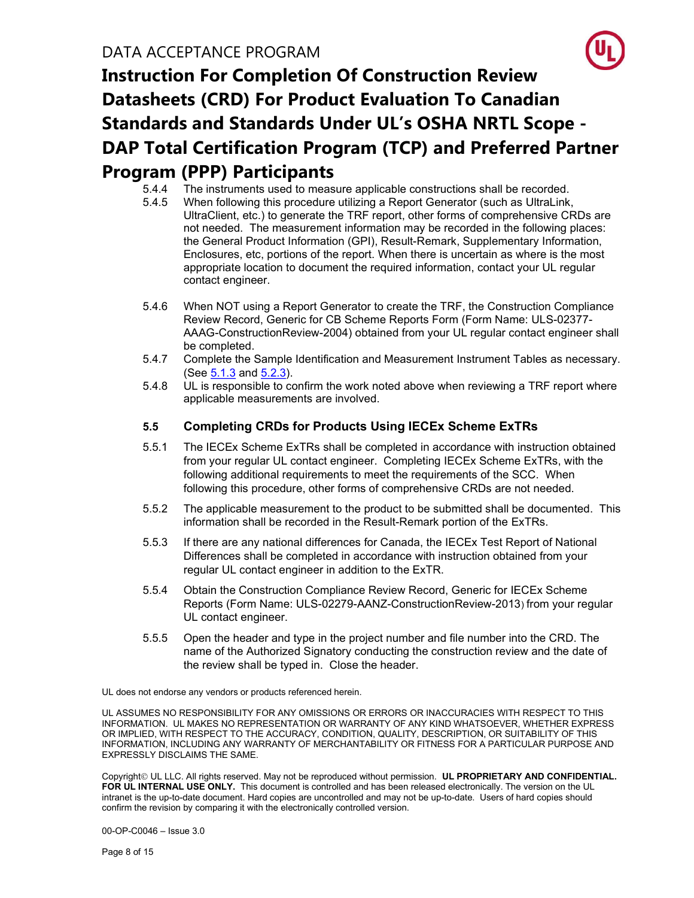5.4.4 The instruments used to measure applicable constructions shall be recorded.

5.4.5 When following this procedure utilizing a Report Generator (such as UltraLink, UltraClient, etc.) to generate the TRF report, other forms of comprehensive CRDs are not needed. The measurement information may be recorded in the following places: the General Product Information (GPI), Result-Remark, Supplementary Information, Enclosures, etc, portions of the report. When there is uncertain as where is the most appropriate location to document the required information, contact your UL regular contact engineer.

5.4.6 When NOT using a Report Generator to create the TRF, the Construction Compliance Review Record, Generic for CB Scheme Reports Form (Form Name: ULS-02377-AAAG-ConstructionReview-2004) obtained from your UL regular contact engineer shall be completed.

5.4.7 Complete the Sample Identification and Measurement Instrument Tables as necessary. (See 5.1.3 and 5.2.3).

5.4.8 UL is responsible to confirm the work noted above when reviewing a TRF report where applicable measurements are involved.

### 5.5 Completing CRDs for Products Using IECEx Scheme ExTRs

5.5.1 The IECEx Scheme ExTRs shall be completed in accordance with instruction obtained from your regular UL contact engineer. Completing IECEx Scheme ExTRs, with the following additional requirements to meet the requirements of the SCC. When following this procedure, other forms of comprehensive CRDs are not needed.

5.5.2 The applicable measurement to the product to be submitted shall be documented. This information shall be recorded in the Result-Remark portion of the ExTRs.

5.5.3 If there are any national differences for Canada, the IECEx Test Report of National Differences shall be completed in accordance with instruction obtained from your regular UL contact engineer in addition to the ExTR.

5.5.4 Obtain the Construction Compliance Review Record, Generic for IECEx Scheme Reports (Form Name: ULS-02279-AANZ-ConstructionReview-2013) from your regular UL contact engineer.

5.5.5 Open the header and type in the project number and file number into the CRD. The name of the Authorized Signatory conducting the construction review and the date of the review shall be typed in. Close the header.

UL does not endorse any vendors or products referenced herein.

UL ASSUMES NO RESPONSIBILITY FOR ANY OMISSIONS OR ERRORS OR INACCURACIES WITH RESPECT TO THIS INFORMATION. UL MAKES NO REPRESENTATION OR WARRANTY OF ANY KIND WHATSOEVER, WHETHER EXPRESS OR IMPLIED, WITH RESPECT TO THE ACCURACY, CONDITION, QUALITY, DESCRIPTION, OR SUITABILITY OF THIS INFORMATION, INCLUDING ANY WARRANTY OF MERCHANTABILITY OR FITNESS FOR A PARTICULAR PURPOSE AND EXPRESSLY DISCLAIMS THE SAME.

Copyright© UL LLC. All rights reserved. May not be reproduced without permission. **UL PROPRIETARY AND CONFIDENTIAL. FOR UL INTERNAL USE ONLY.** This document is controlled and has been released electronically. The version on the UL intranet is the up-to-date document. Hard copies are uncontrolled and may not be up-to-date. Users of hard copies should confirm the revision by comparing it with the electronically controlled version.

00-OP-C0046 – Issue 3.0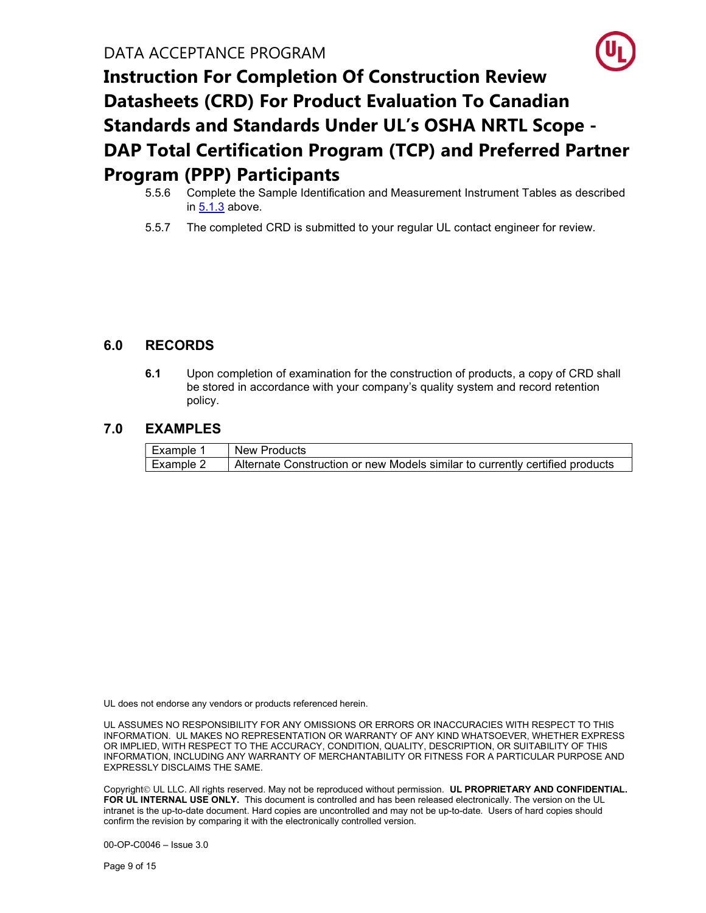5.5.6 Complete the Sample Identification and Measurement Instrument Tables as described in 5.1.3 above.

5.5.7 The completed CRD is submitted to your regular UL contact engineer for review.

## 6.0 RECORDS

**6.1** Upon completion of examination for the construction of products, a copy of CRD shall be stored in accordance with your company's quality system and record retention policy.

## 7.0 EXAMPLES

| Example 1 | New Products |
|---|---|
| Example 2 | Alternate Construction or new Models similar to currently certified products |

UL does not endorse any vendors or products referenced herein.

UL ASSUMES NO RESPONSIBILITY FOR ANY OMISSIONS OR ERRORS OR INACCURACIES WITH RESPECT TO THIS INFORMATION. UL MAKES NO REPRESENTATION OR WARRANTY OF ANY KIND WHATSOEVER, WHETHER EXPRESS OR IMPLIED, WITH RESPECT TO THE ACCURACY, CONDITION, QUALITY, DESCRIPTION, OR SUITABILITY OF THIS INFORMATION, INCLUDING ANY WARRANTY OF MERCHANTABILITY OR FITNESS FOR A PARTICULAR PURPOSE AND EXPRESSLY DISCLAIMS THE SAME.

Copyright© UL LLC. All rights reserved. May not be reproduced without permission. **UL PROPRIETARY AND CONFIDENTIAL. FOR UL INTERNAL USE ONLY.** This document is controlled and has been released electronically. The version on the UL intranet is the up-to-date document. Hard copies are uncontrolled and may not be up-to-date. Users of hard copies should confirm the revision by comparing it with the electronically controlled version.

00-OP-C0046 – Issue 3.0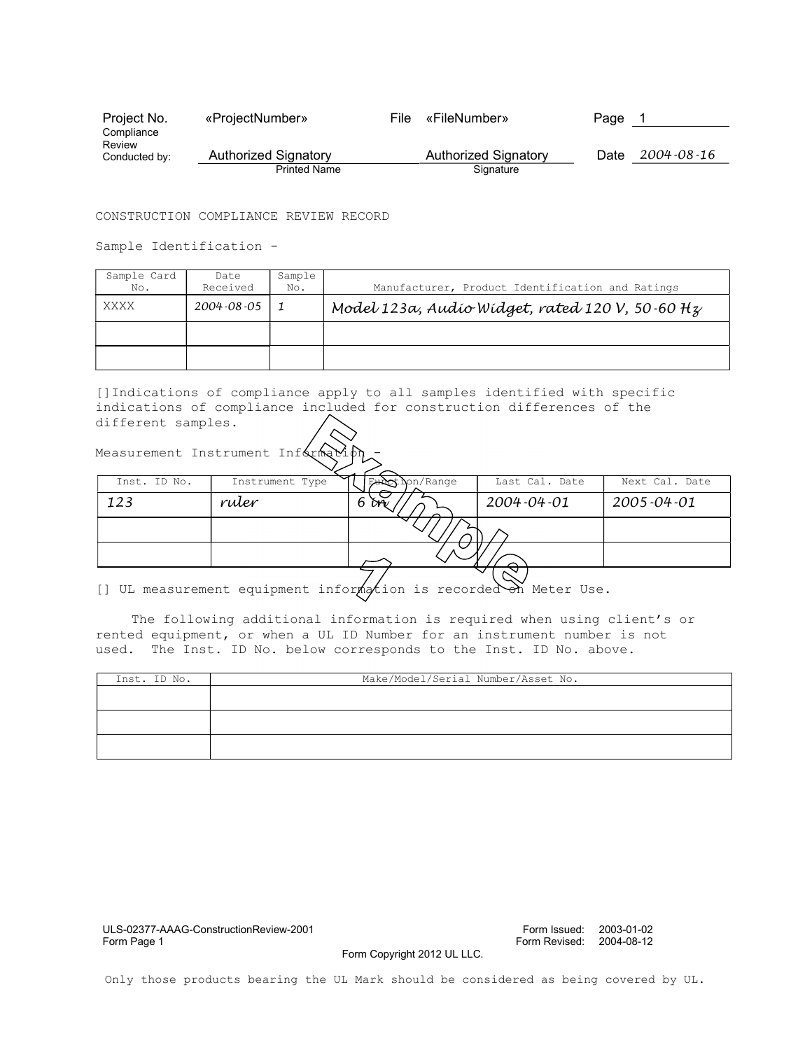| Project No. | «ProjectNumber» | File | «FileNumber» | Page | 1 |
|---|---|---|---|---|---|
| Compliance Review Conducted by: | Authorized Signatory (Printed Name) | | Authorized Signatory (Signature) | Date | 2004-08-16 |

CONSTRUCTION COMPLIANCE REVIEW RECORD

Sample Identification -

| Sample Card No. | Date Received | Sample No. | Manufacturer, Product Identification and Ratings |
|---|---|---|---|
| XXXX | 2004-08-05 | 1 | *Model 123a, Audio Widget, rated 120 V, 50-60 Hz* |
| | | | |
| | | | |

[]Indications of compliance apply to all samples identified with specific indications of compliance included for construction differences of the different samples.

Example 1

Measurement Instrument Information -

| Inst. ID No. | Instrument Type | Function/Range | Last Cal. Date | Next Cal. Date |
|---|---|---|---|---|
| *123* | *ruler* | *6 in* | *2004-04-01* | *2005-04-01* |
| | | | | |
| | | | | |

[] UL measurement equipment information is recorded on Meter Use.

The following additional information is required when using client's or rented equipment, or when a UL ID Number for an instrument number is not used. The Inst. ID No. below corresponds to the Inst. ID No. above.

| Inst. ID No. | Make/Model/Serial Number/Asset No. |
|---|---|
| | |
| | |
| | |

ULS-02377-AAAG-ConstructionReview-2001
Form Page 1

Form Issued: 2003-01-02
Form Revised: 2004-08-12

Form Copyright 2012 UL LLC.

Only those products bearing the UL Mark should be considered as being covered by UL.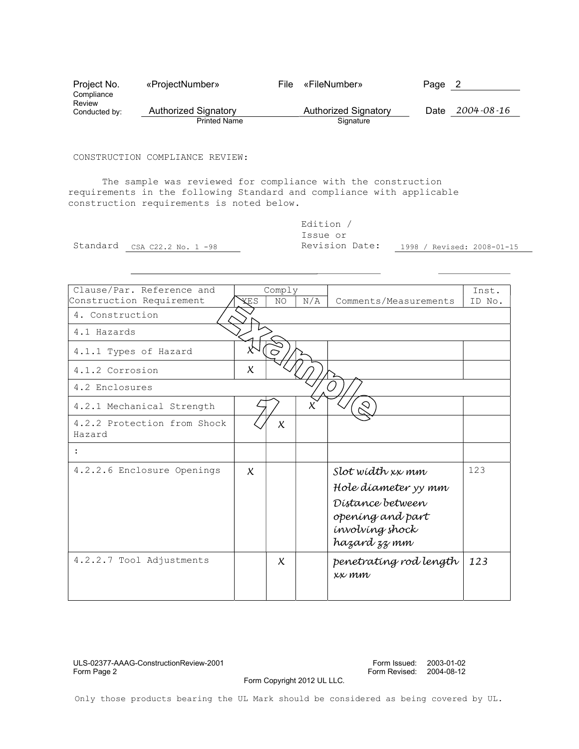| Project No. | «ProjectNumber» | File | «FileNumber» | Page | 2 |
|---|---|---|---|---|---|
| Compliance Review Conducted by: | Authorized Signatory | | Authorized Signatory | Date | 2004-08-16 |
| | Printed Name | | Signature | | |

CONSTRUCTION COMPLIANCE REVIEW:

The sample was reviewed for compliance with the construction requirements in the following Standard and compliance with applicable construction requirements is noted below.

Standard: CSA C22.2 No. 1 -98 Edition / Issue or Revision Date: 1998 / Revised: 2008-01-15

Example 1

| Clause/Par. Reference and Construction Requirement | Comply YES | Comply NO | Comply N/A | Comments/Measurements | Inst. ID No. |
|---|---|---|---|---|---|
| 4. Construction | | | | | |
| 4.1 Hazards | | | | | |
| 4.1.1 Types of Hazard | X | | | | |
| 4.1.2 Corrosion | X | | | | |
| 4.2 Enclosures | | | | | |
| 4.2.1 Mechanical Strength | | | X | | |
| 4.2.2 Protection from Shock Hazard | | X | | | |
| : | | | | | |
| 4.2.2.6 Enclosure Openings | X | | | Slot width xx mm<br>Hole diameter yy mm<br>Distance between opening and part involving shock hazard zz mm | 123 |
| 4.2.2.7 Tool Adjustments | | X | | penetrating rod length xx mm | 123 |

ULS-02377-AAAG-ConstructionReview-2001
Form Page 2
Form Issued: 2003-01-02
Form Revised: 2004-08-12
Form Copyright 2012 UL LLC.

Only those products bearing the UL Mark should be considered as being covered by UL.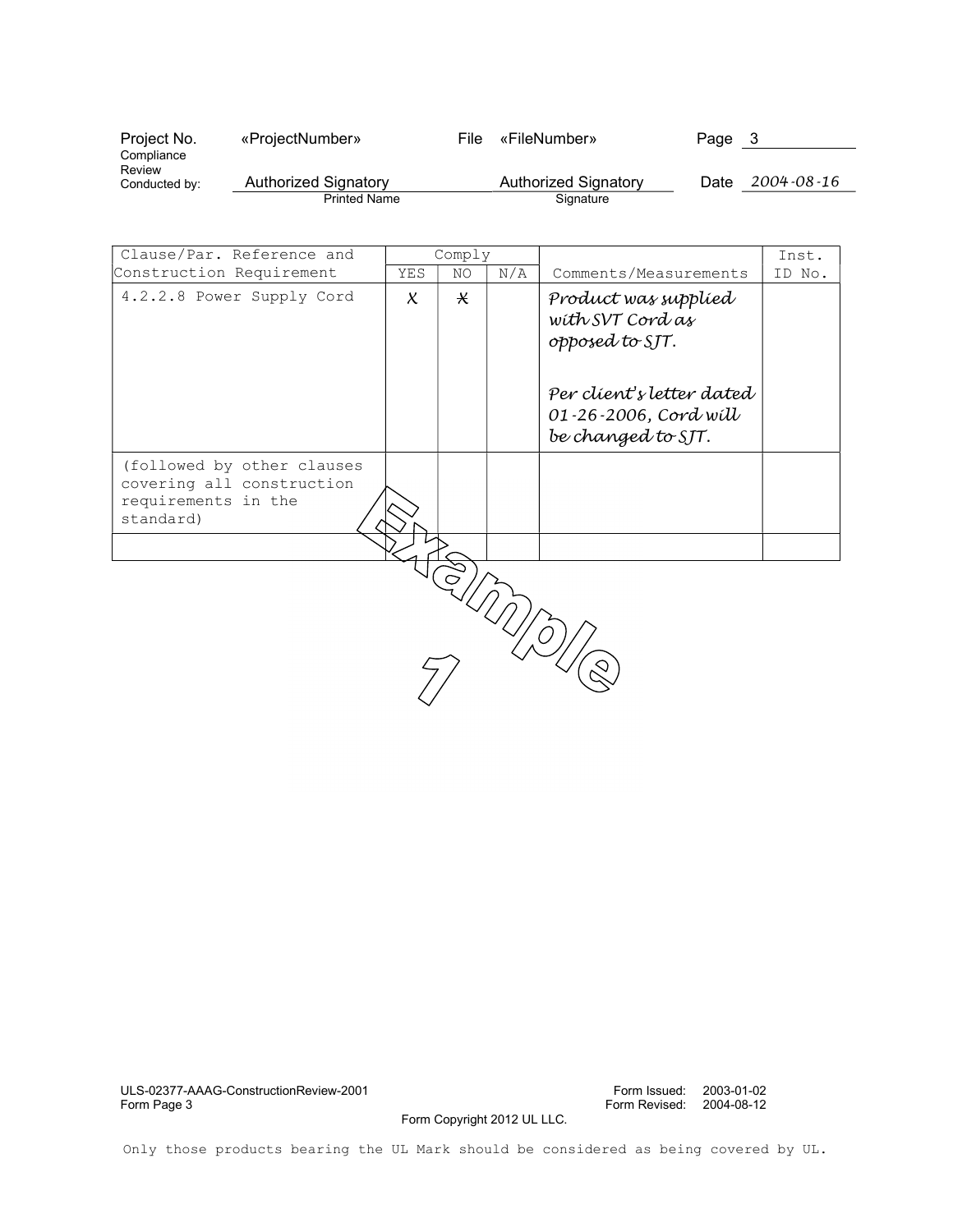| Project No. | «ProjectNumber» | File | «FileNumber» | Page | 3 |
|---|---|---|---|---|---|
| Compliance Review Conducted by: | Authorized Signatory (Printed Name) | | Authorized Signatory (Signature) | Date | 2004-08-16 |

| Clause/Par. Reference and Construction Requirement | Comply | | | Comments/Measurements | Inst. ID No. |
|---|---|---|---|---|---|
| | YES | NO | N/A | | |
| 4.2.2.8 Power Supply Cord | X | X | | Product was supplied with SVT Cord as opposed to SJT.<br><br>Per client's letter dated 01-26-2006, Cord will be changed to SJT. | |
| (followed by other clauses covering all construction requirements in the standard) | | | | | |
| | | | | | |

Example 1

ULS-02377-AAAG-ConstructionReview-2001
Form Page 3

Form Issued: 2003-01-02
Form Revised: 2004-08-12

Form Copyright 2012 UL LLC.

Only those products bearing the UL Mark should be considered as being covered by UL.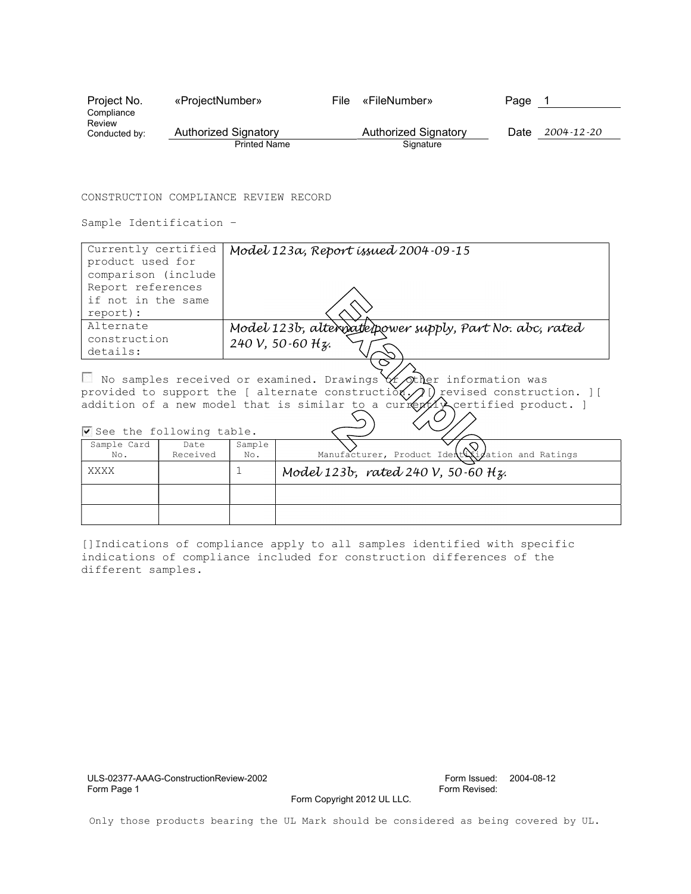| Project No. | «ProjectNumber» | File | «FileNumber» | Page | 1 |
|---|---|---|---|---|---|
| Compliance Review Conducted by: | Authorized Signatory | | Authorized Signatory | Date | 2004-12-20 |
| | Printed Name | | Signature | | |

CONSTRUCTION COMPLIANCE REVIEW RECORD

Sample Identification –

| | |
|---|---|
| Currently certified product used for comparison (include Report references if not in the same report): | *Model 123a, Report issued 2004-09-15* |
| Alternate construction details: | *Model 123b, alternate power supply, Part No. abc, rated 240 V, 50-60 Hz.* |

☐ No samples received or examined. Drawings or other information was provided to support the [ alternate construction. ][ revised construction. ][ addition of a new model that is similar to a currently certified product. ]

☑ See the following table.

| Sample Card No. | Date Received | Sample No. | Manufacturer, Product Identification and Ratings |
|---|---|---|---|
| XXXX | | 1 | *Model 123b, rated 240 V, 50-60 Hz.* |
| | | | |
| | | | |

[]Indications of compliance apply to all samples identified with specific indications of compliance included for construction differences of the different samples.

Example 2

ULS-02377-AAAG-ConstructionReview-2002 Form Page 1

Form Issued: 2004-08-12 Form Revised:

Form Copyright 2012 UL LLC.

Only those products bearing the UL Mark should be considered as being covered by UL.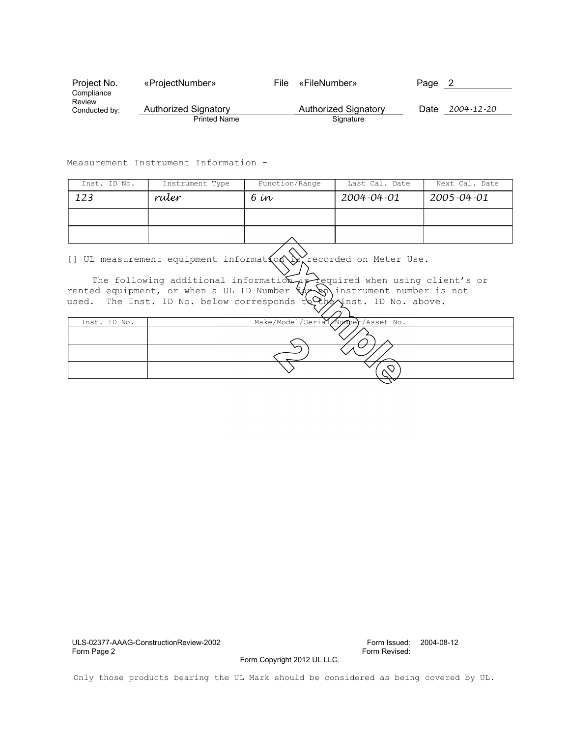| Project No. | «ProjectNumber» | File | «FileNumber» | Page | 2 |
|---|---|---|---|---|---|
| Compliance Review Conducted by: | Authorized Signatory | | Authorized Signatory | Date | *2004-12-20* |
| | Printed Name | | Signature | | |

Measurement Instrument Information -

| Inst. ID No. | Instrument Type | Function/Range | Last Cal. Date | Next Cal. Date |
|---|---|---|---|---|
| *123* | *ruler* | *6 in* | *2004-04-01* | *2005-04-01* |
| | | | | |
| | | | | |

[] UL measurement equipment information is recorded on Meter Use.

The following additional information is required when using client's or rented equipment, or when a UL ID Number for an instrument number is not used. The Inst. ID No. below corresponds to the Inst. ID No. above.

| Inst. ID No. | Make/Model/Serial Number/Asset No. |
|---|---|
| | |
| | |
| | |

Example 2

ULS-02377-AAAG-ConstructionReview-2002
Form Page 2

Form Issued: 2004-08-12
Form Revised:

Form Copyright 2012 UL LLC.

Only those products bearing the UL Mark should be considered as being covered by UL.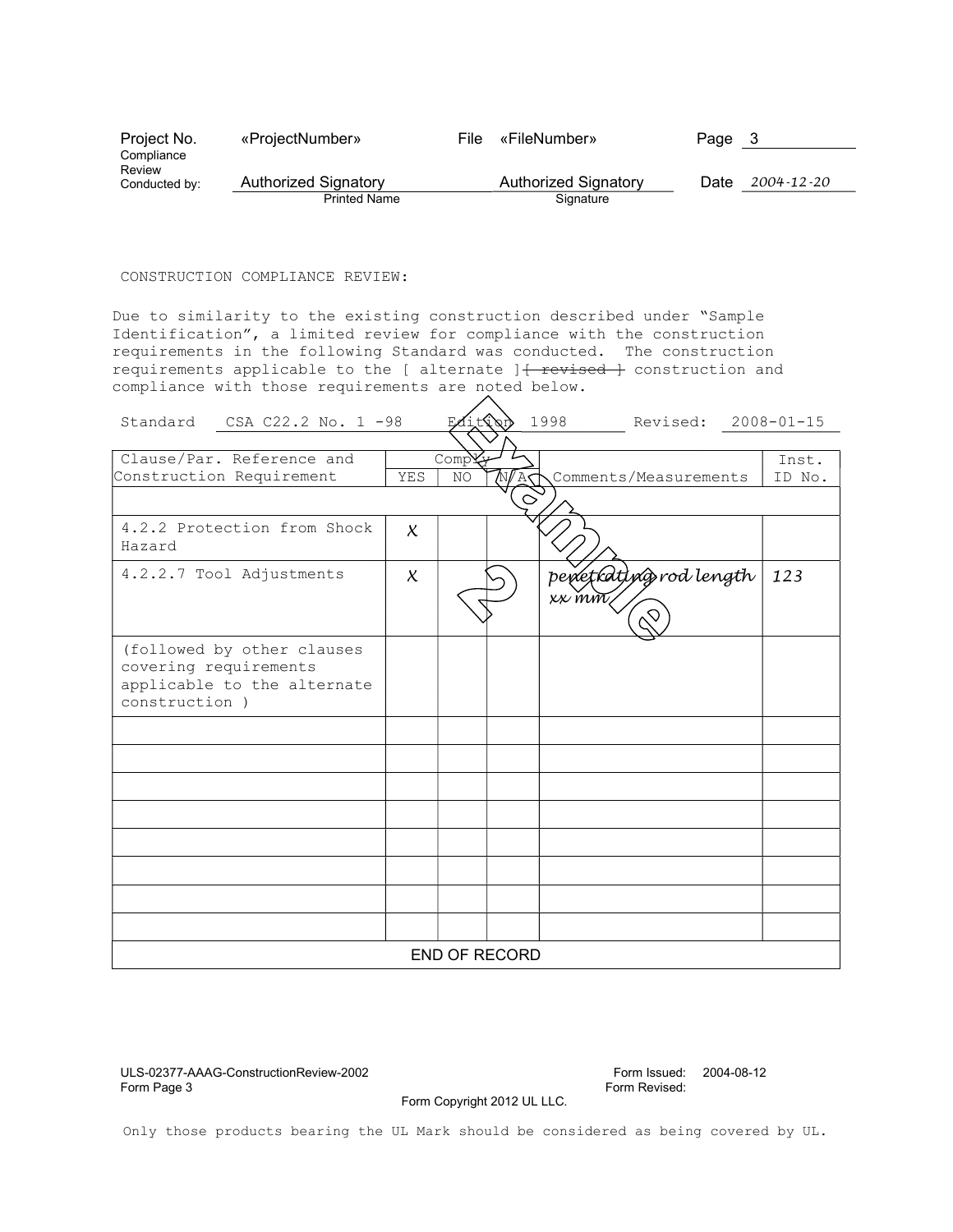| Project No. | «ProjectNumber» | File | «FileNumber» | Page | 3 |
|---|---|---|---|---|---|
| Compliance Review Conducted by: | Authorized Signatory (Printed Name) | | Authorized Signatory (Signature) | Date | *2004-12-20* |

CONSTRUCTION COMPLIANCE REVIEW:

Due to similarity to the existing construction described under "Sample Identification", a limited review for compliance with the construction requirements in the following Standard was conducted. The construction requirements applicable to the [ alternate ]~~[ revised ]~~ construction and compliance with those requirements are noted below.

Standard CSA C22.2 No. 1 -98 Edition 1998 Revised: 2008-01-15

| Clause/Par. Reference and Construction Requirement | Comply | | | Comments/Measurements | Inst. ID No. |
|---|---|---|---|---|---|
| | YES | NO | N/A | | |
| | | | | | |
| 4.2.2 Protection from Shock Hazard | *X* | | | | |
| 4.2.2.7 Tool Adjustments | *X* | | | *penetrating rod length xx mm* | *123* |
| (followed by other clauses covering requirements applicable to the alternate construction ) | | | | | |
| | | | | | |
| | | | | | |
| | | | | | |
| | | | | | |
| | | | | | |
| | | | | | |
| | | | | | |
| | | | | | |
| END OF RECORD | | | | | |

Example 2

ULS-02377-AAAG-ConstructionReview-2002
Form Page 3

Form Issued: 2004-08-12
Form Revised:

Form Copyright 2012 UL LLC.

Only those products bearing the UL Mark should be considered as being covered by UL.